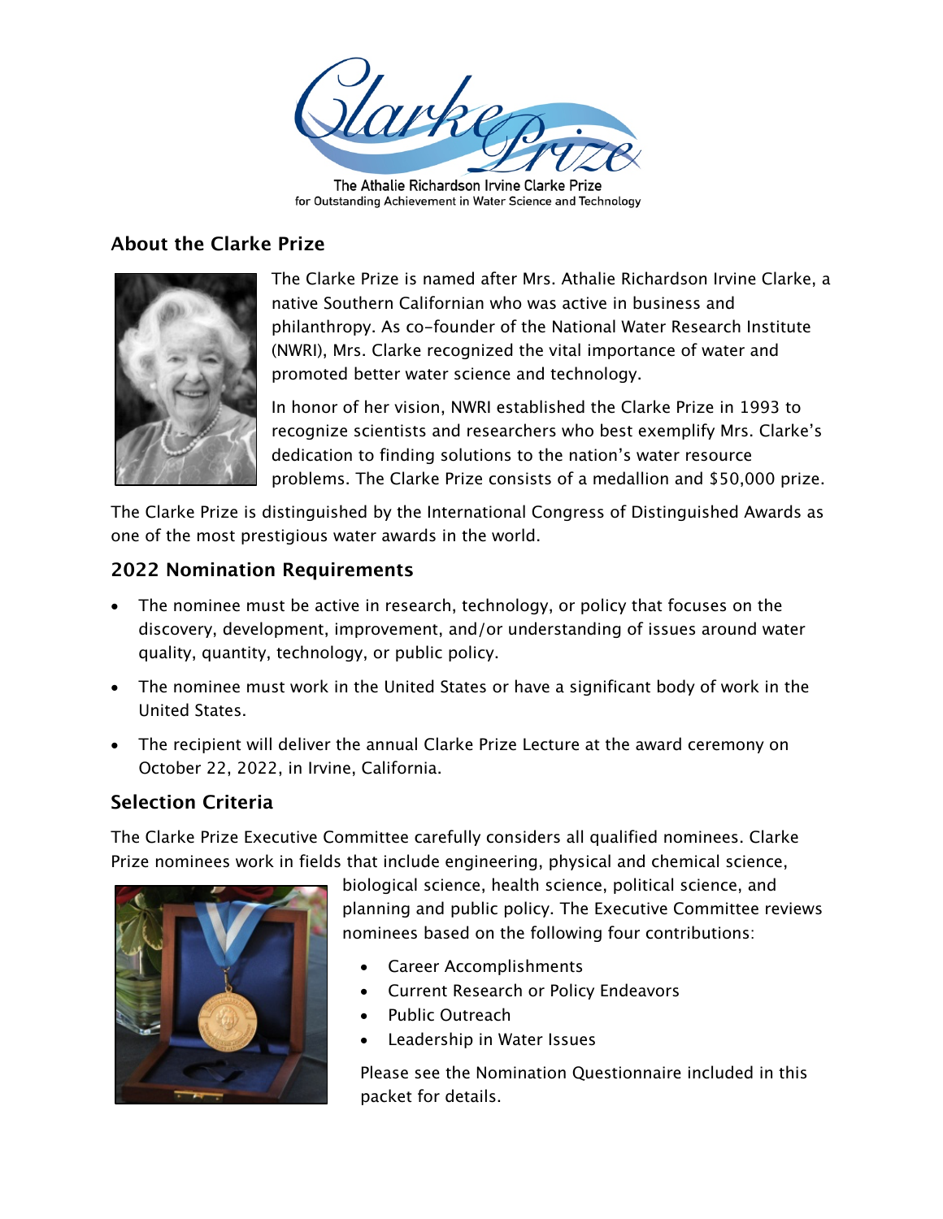The Athalie Richardson Irvine Clarke Prize
for Outstanding Achievement in Water Science and Technology

## About the Clarke Prize

The Clarke Prize is named after Mrs. Athalie Richardson Irvine Clarke, a native Southern Californian who was active in business and philanthropy. As co-founder of the National Water Research Institute (NWRI), Mrs. Clarke recognized the vital importance of water and promoted better water science and technology.

In honor of her vision, NWRI established the Clarke Prize in 1993 to recognize scientists and researchers who best exemplify Mrs. Clarke's dedication to finding solutions to the nation's water resource problems. The Clarke Prize consists of a medallion and $50,000 prize.

The Clarke Prize is distinguished by the International Congress of Distinguished Awards as one of the most prestigious water awards in the world.

## 2022 Nomination Requirements

- The nominee must be active in research, technology, or policy that focuses on the discovery, development, improvement, and/or understanding of issues around water quality, quantity, technology, or public policy.
- The nominee must work in the United States or have a significant body of work in the United States.
- The recipient will deliver the annual Clarke Prize Lecture at the award ceremony on October 22, 2022, in Irvine, California.

## Selection Criteria

The Clarke Prize Executive Committee carefully considers all qualified nominees. Clarke Prize nominees work in fields that include engineering, physical and chemical science, biological science, health science, political science, and planning and public policy. The Executive Committee reviews nominees based on the following four contributions:

- Career Accomplishments
- Current Research or Policy Endeavors
- Public Outreach
- Leadership in Water Issues

Please see the Nomination Questionnaire included in this packet for details.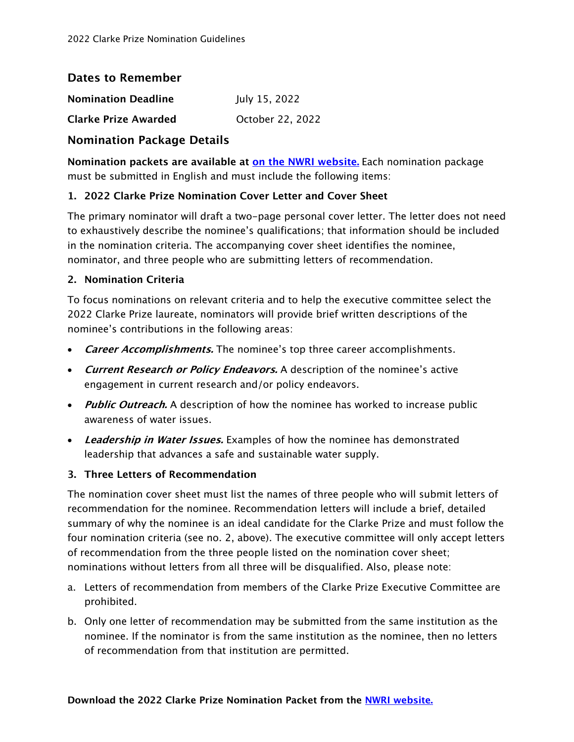## Dates to Remember

| | |
|---|---|
| **Nomination Deadline** | July 15, 2022 |
| **Clarke Prize Awarded** | October 22, 2022 |

## Nomination Package Details

**Nomination packets are available at on the NWRI website.** Each nomination package must be submitted in English and must include the following items:

### 1. 2022 Clarke Prize Nomination Cover Letter and Cover Sheet

The primary nominator will draft a two-page personal cover letter. The letter does not need to exhaustively describe the nominee's qualifications; that information should be included in the nomination criteria. The accompanying cover sheet identifies the nominee, nominator, and three people who are submitting letters of recommendation.

### 2. Nomination Criteria

To focus nominations on relevant criteria and to help the executive committee select the 2022 Clarke Prize laureate, nominators will provide brief written descriptions of the nominee's contributions in the following areas:

- ***Career Accomplishments.*** The nominee's top three career accomplishments.
- ***Current Research or Policy Endeavors.*** A description of the nominee's active engagement in current research and/or policy endeavors.
- ***Public Outreach.*** A description of how the nominee has worked to increase public awareness of water issues.
- ***Leadership in Water Issues.*** Examples of how the nominee has demonstrated leadership that advances a safe and sustainable water supply.

### 3. Three Letters of Recommendation

The nomination cover sheet must list the names of three people who will submit letters of recommendation for the nominee. Recommendation letters will include a brief, detailed summary of why the nominee is an ideal candidate for the Clarke Prize and must follow the four nomination criteria (see no. 2, above). The executive committee will only accept letters of recommendation from the three people listed on the nomination cover sheet; nominations without letters from all three will be disqualified. Also, please note:

a. Letters of recommendation from members of the Clarke Prize Executive Committee are prohibited.

b. Only one letter of recommendation may be submitted from the same institution as the nominee. If the nominator is from the same institution as the nominee, then no letters of recommendation from that institution are permitted.

**Download the 2022 Clarke Prize Nomination Packet from the NWRI website.**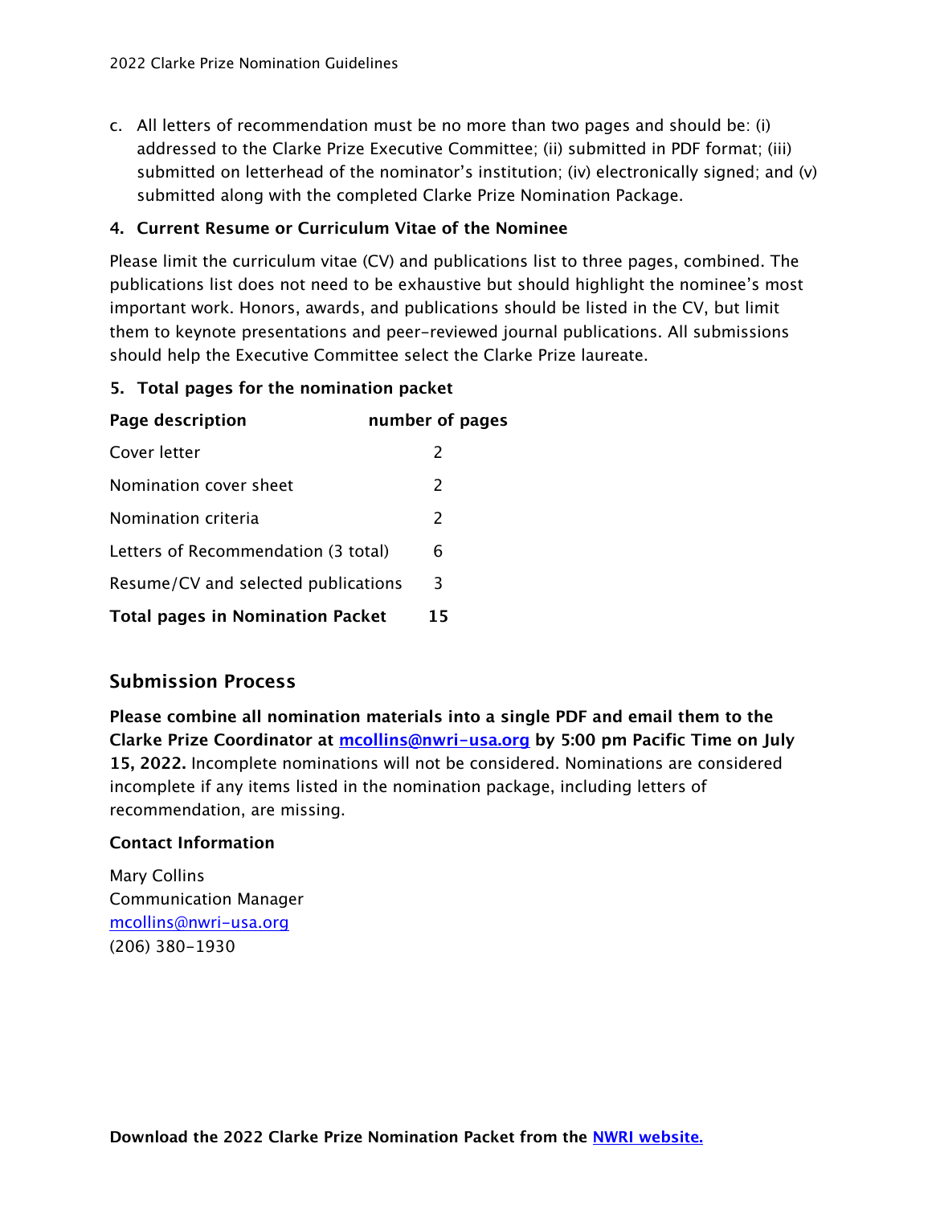c. All letters of recommendation must be no more than two pages and should be: (i) addressed to the Clarke Prize Executive Committee; (ii) submitted in PDF format; (iii) submitted on letterhead of the nominator's institution; (iv) electronically signed; and (v) submitted along with the completed Clarke Prize Nomination Package.

**4. Current Resume or Curriculum Vitae of the Nominee**

Please limit the curriculum vitae (CV) and publications list to three pages, combined. The publications list does not need to be exhaustive but should highlight the nominee's most important work. Honors, awards, and publications should be listed in the CV, but limit them to keynote presentations and peer-reviewed journal publications. All submissions should help the Executive Committee select the Clarke Prize laureate.

**5. Total pages for the nomination packet**

| Page description | number of pages |
|---|---|
| Cover letter | 2 |
| Nomination cover sheet | 2 |
| Nomination criteria | 2 |
| Letters of Recommendation (3 total) | 6 |
| Resume/CV and selected publications | 3 |
| **Total pages in Nomination Packet** | **15** |

## Submission Process

**Please combine all nomination materials into a single PDF and email them to the Clarke Prize Coordinator at [mcollins@nwri-usa.org](mailto:mcollins@nwri-usa.org) by 5:00 pm Pacific Time on July 15, 2022.** Incomplete nominations will not be considered. Nominations are considered incomplete if any items listed in the nomination package, including letters of recommendation, are missing.

**Contact Information**

Mary Collins
Communication Manager
[mcollins@nwri-usa.org](mailto:mcollins@nwri-usa.org)
(206) 380-1930

**Download the 2022 Clarke Prize Nomination Packet from the [NWRI website.]()**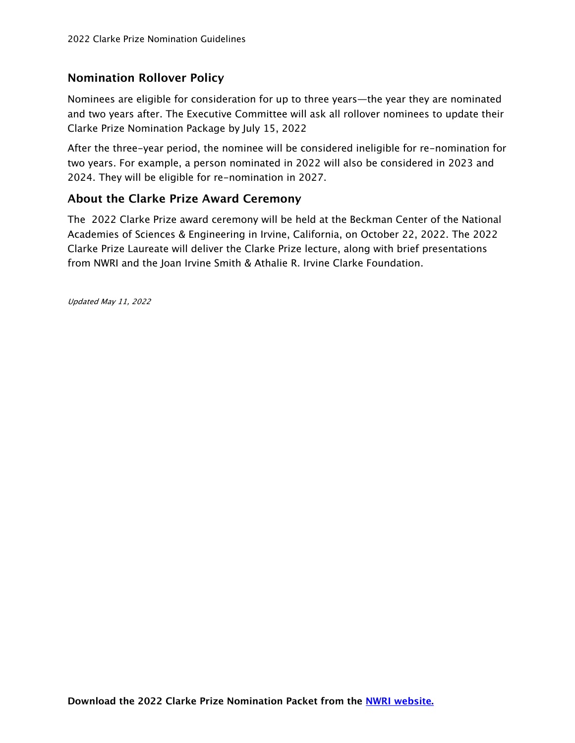## Nomination Rollover Policy

Nominees are eligible for consideration for up to three years—the year they are nominated and two years after. The Executive Committee will ask all rollover nominees to update their Clarke Prize Nomination Package by July 15, 2022

After the three-year period, the nominee will be considered ineligible for re-nomination for two years. For example, a person nominated in 2022 will also be considered in 2023 and 2024. They will be eligible for re-nomination in 2027.

## About the Clarke Prize Award Ceremony

The 2022 Clarke Prize award ceremony will be held at the Beckman Center of the National Academies of Sciences & Engineering in Irvine, California, on October 22, 2022. The 2022 Clarke Prize Laureate will deliver the Clarke Prize lecture, along with brief presentations from NWRI and the Joan Irvine Smith & Athalie R. Irvine Clarke Foundation.

*Updated May 11, 2022*

**Download the 2022 Clarke Prize Nomination Packet from the NWRI website.**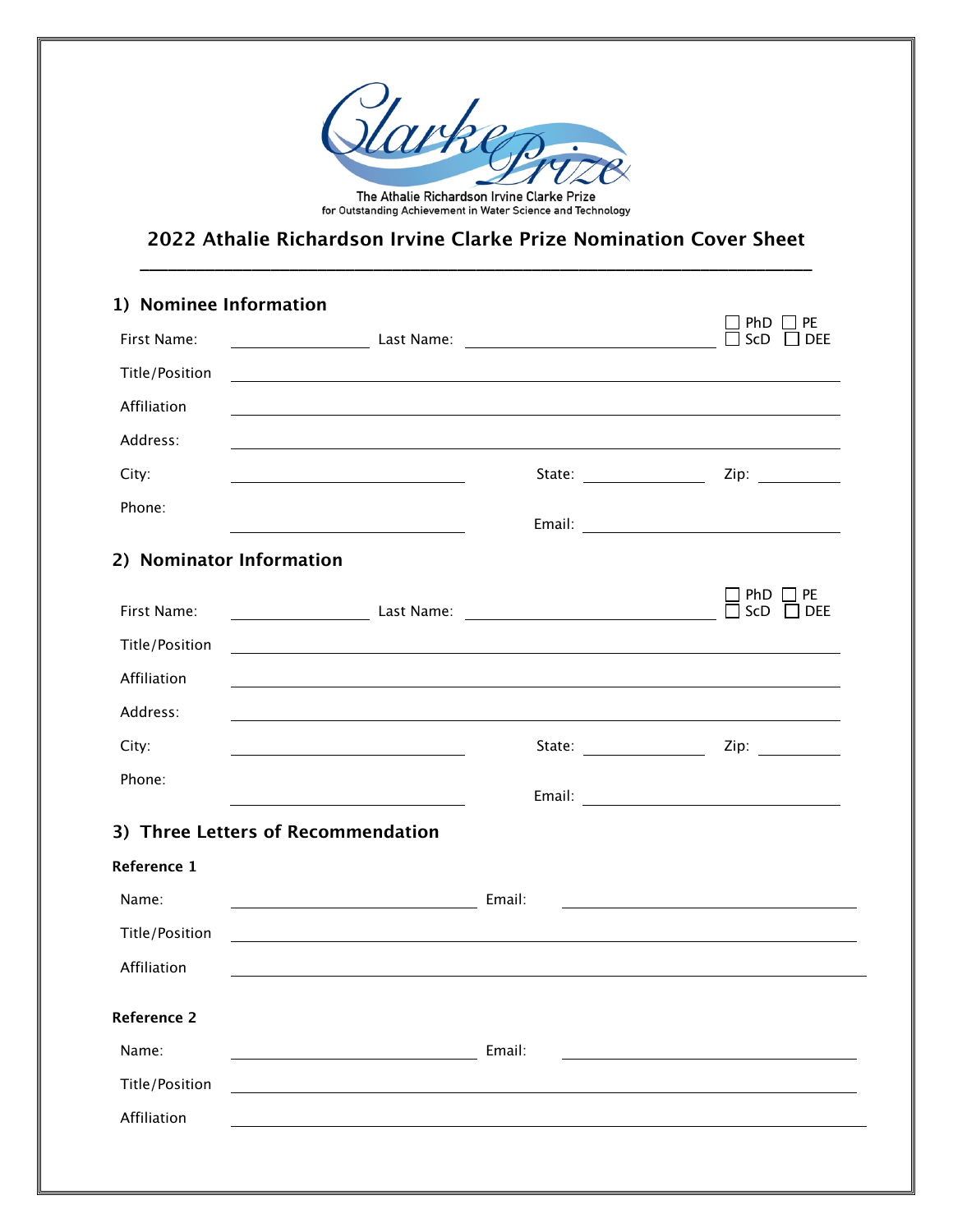The Athalie Richardson Irvine Clarke Prize
for Outstanding Achievement in Water Science and Technology

## 2022 Athalie Richardson Irvine Clarke Prize Nomination Cover Sheet

### 1) Nominee Information

First Name: ____________ Last Name: ____________________ ☐ PhD ☐ PE ☐ ScD ☐ DEE

Title/Position ____________________________________________

Affiliation ____________________________________________

Address: ____________________________________________

City: ____________________ State: ____________ Zip: ________

Phone: ____________________ Email: ____________________

### 2) Nominator Information

First Name: ____________ Last Name: ____________________ ☐ PhD ☐ PE ☐ ScD ☐ DEE

Title/Position ____________________________________________

Affiliation ____________________________________________

Address: ____________________________________________

City: ____________________ State: ____________ Zip: ________

Phone: ____________________ Email: ____________________

### 3) Three Letters of Recommendation

**Reference 1**

Name: ____________________ Email: ____________________

Title/Position ____________________________________________

Affiliation ____________________________________________

**Reference 2**

Name: ____________________ Email: ____________________

Title/Position ____________________________________________

Affiliation ____________________________________________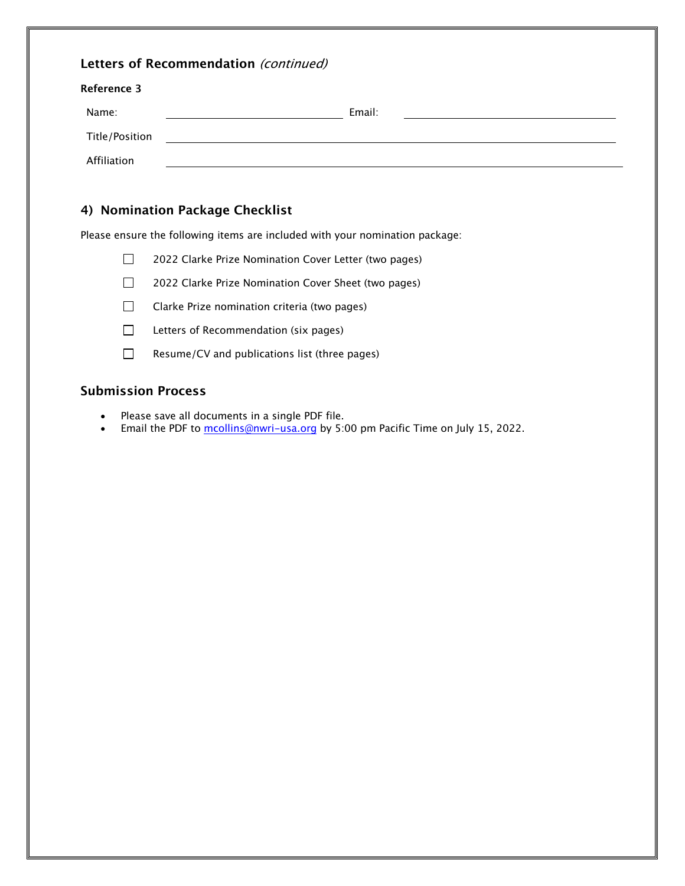### Letters of Recommendation *(continued)*

**Reference 3**

Name: \_\_\_\_\_\_\_\_\_\_\_\_\_\_\_\_\_\_\_\_\_\_\_\_ Email: \_\_\_\_\_\_\_\_\_\_\_\_\_\_\_\_\_\_\_\_\_\_\_\_

Title/Position \_\_\_\_\_\_\_\_\_\_\_\_\_\_\_\_\_\_\_\_\_\_\_\_\_\_\_\_\_\_\_\_\_\_\_\_\_\_\_\_\_\_\_\_\_\_

Affiliation \_\_\_\_\_\_\_\_\_\_\_\_\_\_\_\_\_\_\_\_\_\_\_\_\_\_\_\_\_\_\_\_\_\_\_\_\_\_\_\_\_\_\_\_\_\_

### 4) Nomination Package Checklist

Please ensure the following items are included with your nomination package:

- [ ] 2022 Clarke Prize Nomination Cover Letter (two pages)
- [ ] 2022 Clarke Prize Nomination Cover Sheet (two pages)
- [ ] Clarke Prize nomination criteria (two pages)
- [ ] Letters of Recommendation (six pages)
- [ ] Resume/CV and publications list (three pages)

### Submission Process

- Please save all documents in a single PDF file.
- Email the PDF to mcollins@nwri-usa.org by 5:00 pm Pacific Time on July 15, 2022.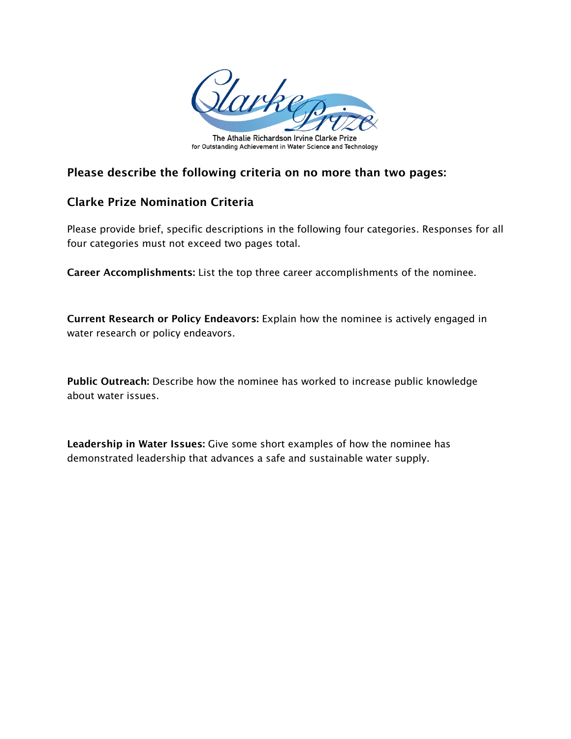Clarke Prize

The Athalie Richardson Irvine Clarke Prize
for Outstanding Achievement in Water Science and Technology

## Please describe the following criteria on no more than two pages:

## Clarke Prize Nomination Criteria

Please provide brief, specific descriptions in the following four categories. Responses for all four categories must not exceed two pages total.

**Career Accomplishments:** List the top three career accomplishments of the nominee.

**Current Research or Policy Endeavors:** Explain how the nominee is actively engaged in water research or policy endeavors.

**Public Outreach:** Describe how the nominee has worked to increase public knowledge about water issues.

**Leadership in Water Issues:** Give some short examples of how the nominee has demonstrated leadership that advances a safe and sustainable water supply.